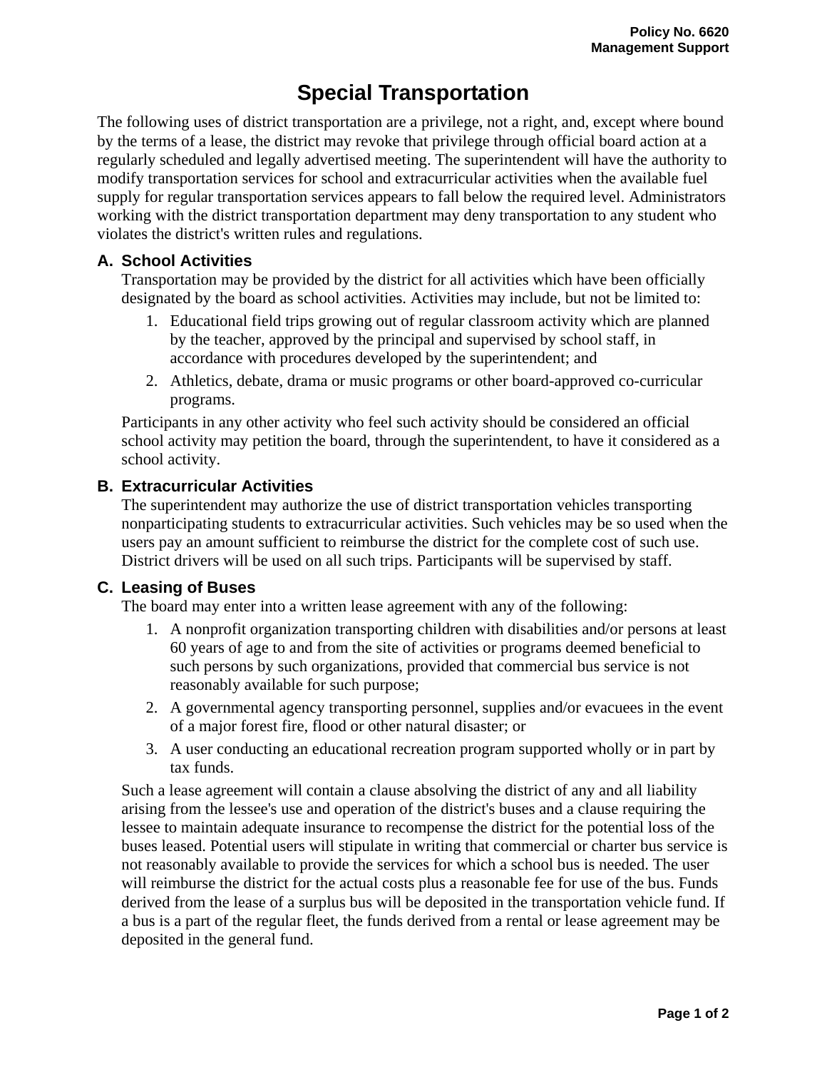# Special Transportation

The following uses of district transportation are a privilege, not a right, and, except where bound by the terms of a lease, the district may revoke that privilege through official board action at a regularly scheduled and legally advertised meeting. The superintendent will have the authority to modify transportation services for school and extracurricular activities when the available fuel supply for regular transportation services appears to fall below the required level. Administrators working with the district transportation department may deny transportation to any student who violates the district's written rules and regulations.

## A. School Activities

Transportation may be provided by the district for all activities which have been officially designated by the board as school activities. Activities may include, but not be limited to:

1. Educational field trips growing out of regular classroom activity which are planned by the teacher, approved by the principal and supervised by school staff, in accordance with procedures developed by the superintendent; and
2. Athletics, debate, drama or music programs or other board-approved co-curricular programs.

Participants in any other activity who feel such activity should be considered an official school activity may petition the board, through the superintendent, to have it considered as a school activity.

## B. Extracurricular Activities

The superintendent may authorize the use of district transportation vehicles transporting nonparticipating students to extracurricular activities. Such vehicles may be so used when the users pay an amount sufficient to reimburse the district for the complete cost of such use. District drivers will be used on all such trips. Participants will be supervised by staff.

## C. Leasing of Buses

The board may enter into a written lease agreement with any of the following:

1. A nonprofit organization transporting children with disabilities and/or persons at least 60 years of age to and from the site of activities or programs deemed beneficial to such persons by such organizations, provided that commercial bus service is not reasonably available for such purpose;
2. A governmental agency transporting personnel, supplies and/or evacuees in the event of a major forest fire, flood or other natural disaster; or
3. A user conducting an educational recreation program supported wholly or in part by tax funds.

Such a lease agreement will contain a clause absolving the district of any and all liability arising from the lessee's use and operation of the district's buses and a clause requiring the lessee to maintain adequate insurance to recompense the district for the potential loss of the buses leased. Potential users will stipulate in writing that commercial or charter bus service is not reasonably available to provide the services for which a school bus is needed. The user will reimburse the district for the actual costs plus a reasonable fee for use of the bus. Funds derived from the lease of a surplus bus will be deposited in the transportation vehicle fund. If a bus is a part of the regular fleet, the funds derived from a rental or lease agreement may be deposited in the general fund.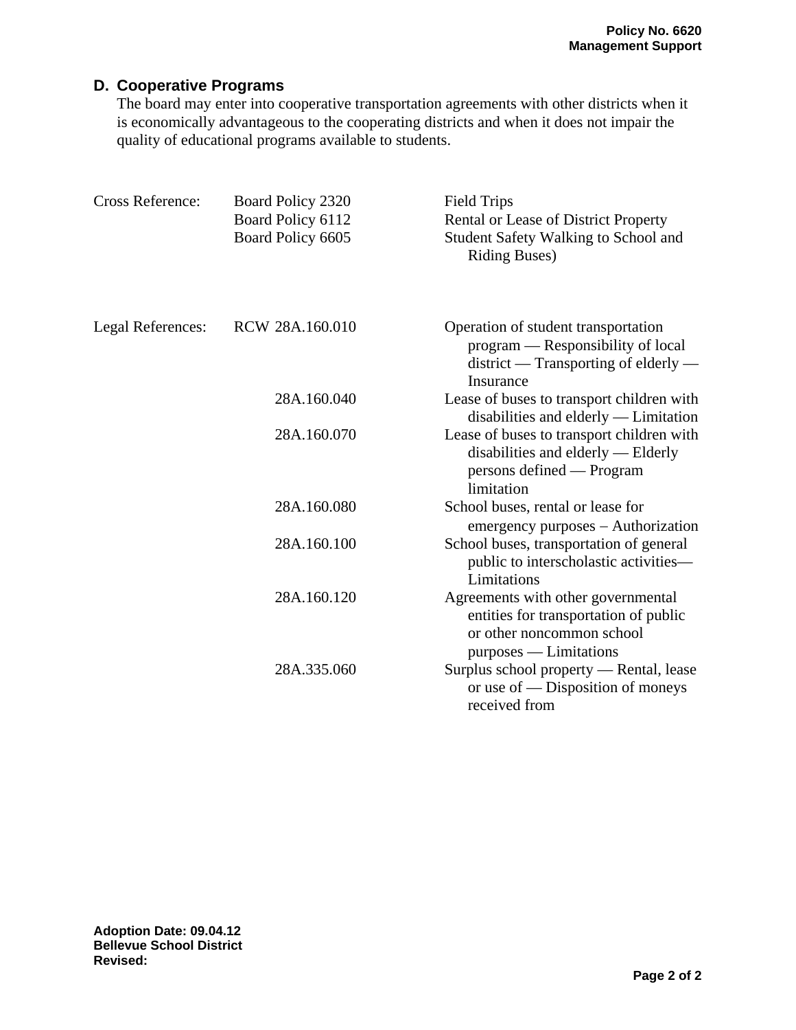## D. Cooperative Programs

The board may enter into cooperative transportation agreements with other districts when it is economically advantageous to the cooperating districts and when it does not impair the quality of educational programs available to students.

| | | |
|---|---|---|
| Cross Reference: | Board Policy 2320 | Field Trips |
| | Board Policy 6112 | Rental or Lease of District Property |
| | Board Policy 6605 | Student Safety Walking to School and Riding Buses) |

| | | |
|---|---|---|
| Legal References: | RCW 28A.160.010 | Operation of student transportation program — Responsibility of local district — Transporting of elderly — Insurance |
| | 28A.160.040 | Lease of buses to transport children with disabilities and elderly — Limitation |
| | 28A.160.070 | Lease of buses to transport children with disabilities and elderly — Elderly persons defined — Program limitation |
| | 28A.160.080 | School buses, rental or lease for emergency purposes – Authorization |
| | 28A.160.100 | School buses, transportation of general public to interscholastic activities— Limitations |
| | 28A.160.120 | Agreements with other governmental entities for transportation of public or other noncommon school purposes — Limitations |
| | 28A.335.060 | Surplus school property — Rental, lease or use of — Disposition of moneys received from |

**Adoption Date: 09.04.12**
**Bellevue School District**
**Revised:**